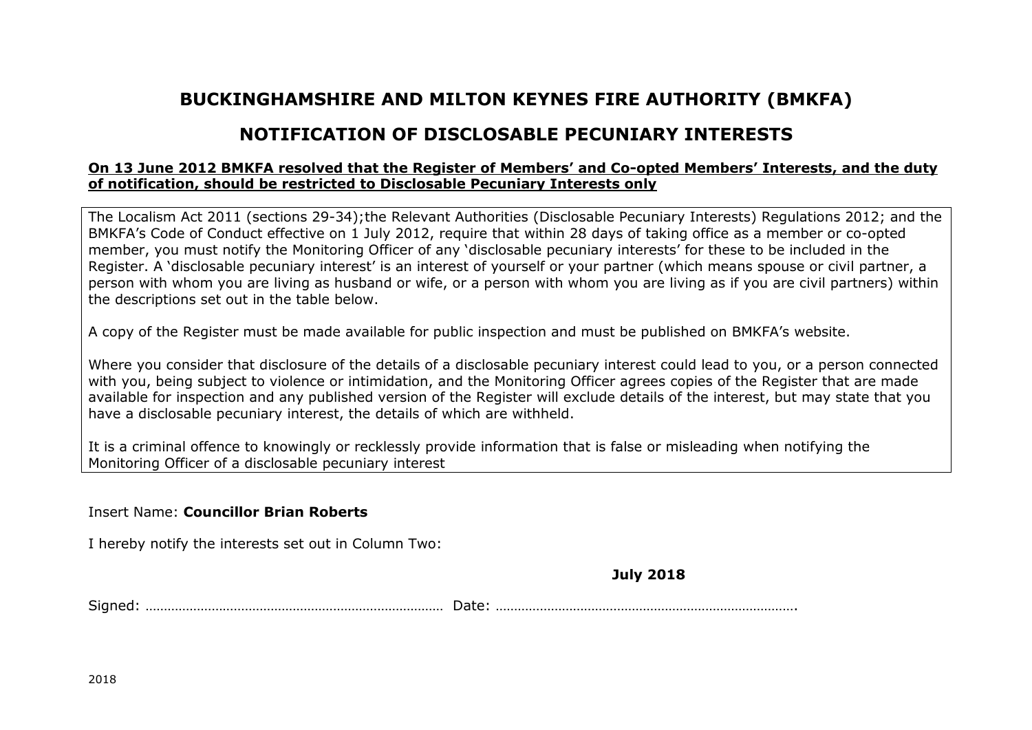# BUCKINGHAMSHIRE AND MILTON KEYNES FIRE AUTHORITY (BMKFA)

## NOTIFICATION OF DISCLOSABLE PECUNIARY INTERESTS

**On 13 June 2012 BMKFA resolved that the Register of Members' and Co-opted Members' Interests, and the duty of notification, should be restricted to Disclosable Pecuniary Interests only**

The Localism Act 2011 (sections 29-34);the Relevant Authorities (Disclosable Pecuniary Interests) Regulations 2012; and the BMKFA's Code of Conduct effective on 1 July 2012, require that within 28 days of taking office as a member or co-opted member, you must notify the Monitoring Officer of any 'disclosable pecuniary interests' for these to be included in the Register. A 'disclosable pecuniary interest' is an interest of yourself or your partner (which means spouse or civil partner, a person with whom you are living as husband or wife, or a person with whom you are living as if you are civil partners) within the descriptions set out in the table below.

A copy of the Register must be made available for public inspection and must be published on BMKFA's website.

Where you consider that disclosure of the details of a disclosable pecuniary interest could lead to you, or a person connected with you, being subject to violence or intimidation, and the Monitoring Officer agrees copies of the Register that are made available for inspection and any published version of the Register will exclude details of the interest, but may state that you have a disclosable pecuniary interest, the details of which are withheld.

It is a criminal offence to knowingly or recklessly provide information that is false or misleading when notifying the Monitoring Officer of a disclosable pecuniary interest

Insert Name: **Councillor Brian Roberts**

I hereby notify the interests set out in Column Two:

**July 2018**

Signed: ……………………………………………………………………… Date: ……………………………………………………………………….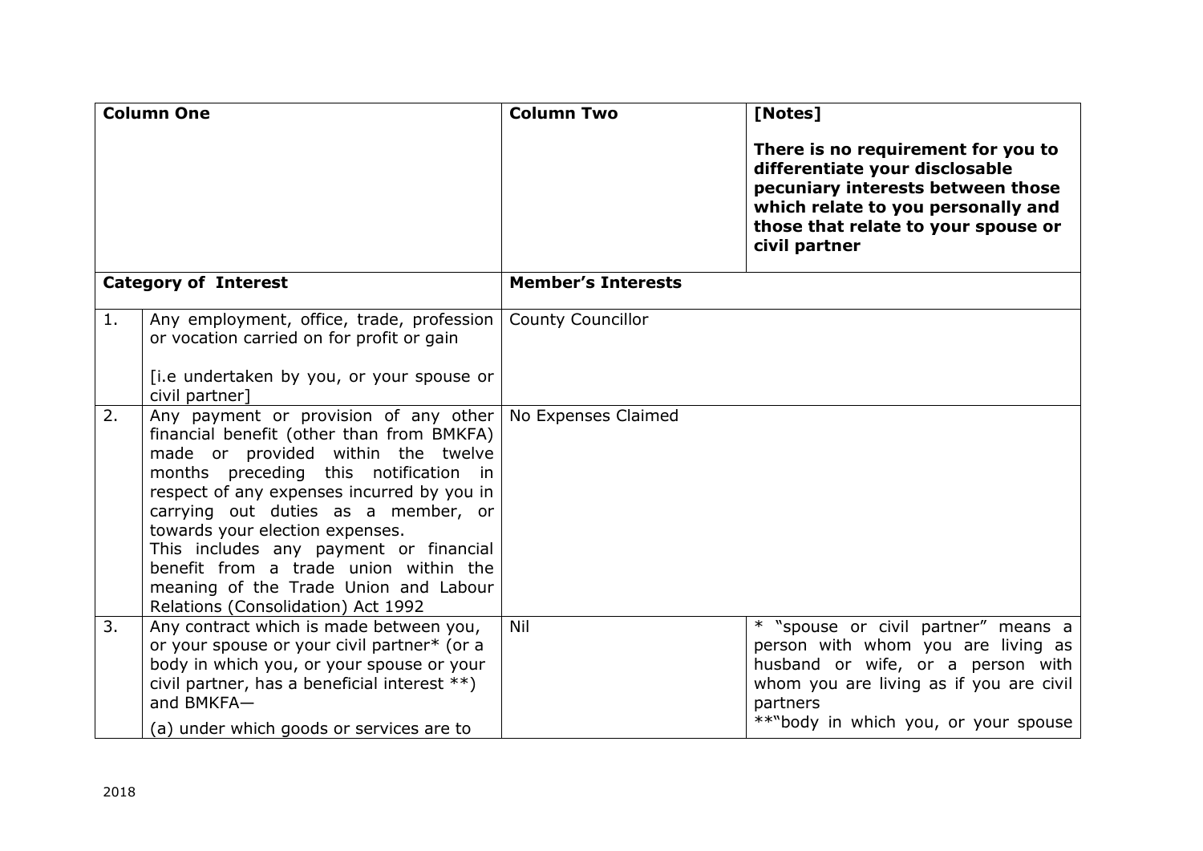| Column One | | Column Two | [Notes]<br><br>**There is no requirement for you to differentiate your disclosable pecuniary interests between those which relate to you personally and those that relate to your spouse or civil partner** |
|---|---|---|---|
| **Category of Interest** | | **Member's Interests** | |
| 1. | Any employment, office, trade, profession or vocation carried on for profit or gain<br><br>[i.e undertaken by you, or your spouse or civil partner] | County Councillor | |
| 2. | Any payment or provision of any other financial benefit (other than from BMKFA) made or provided within the twelve months preceding this notification in respect of any expenses incurred by you in carrying out duties as a member, or towards your election expenses.<br>This includes any payment or financial benefit from a trade union within the meaning of the Trade Union and Labour Relations (Consolidation) Act 1992 | No Expenses Claimed | |
| 3. | Any contract which is made between you, or your spouse or your civil partner* (or a body in which you, or your spouse or your civil partner, has a beneficial interest **) and BMKFA—<br>(a) under which goods or services are to | Nil | * "spouse or civil partner" means a person with whom you are living as husband or wife, or a person with whom you are living as if you are civil partners<br>**"body in which you, or your spouse |

2018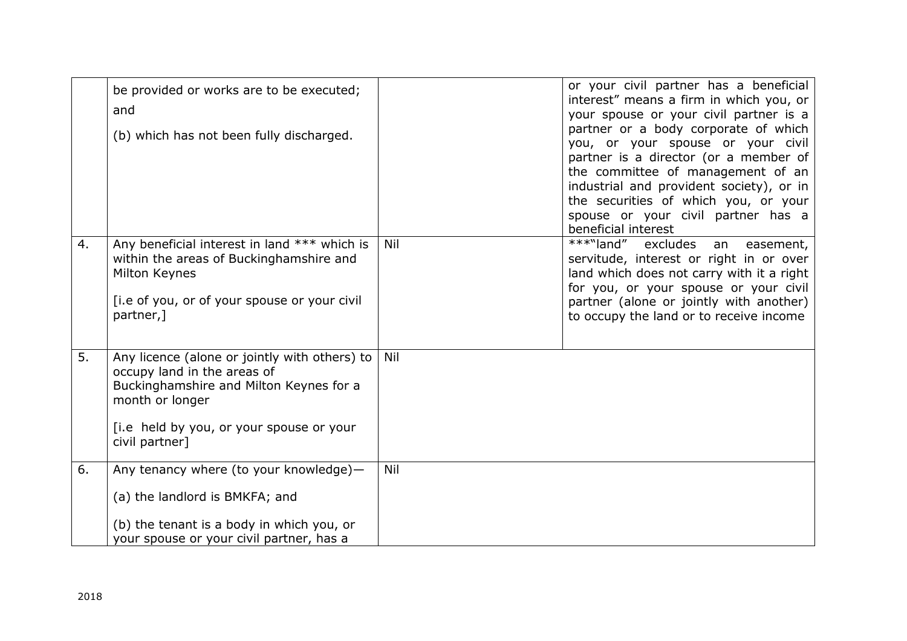| | | | |
|---|---|---|---|
| | be provided or works are to be executed; and<br><br>(b) which has not been fully discharged. | | or your civil partner has a beneficial interest" means a firm in which you, or your spouse or your civil partner is a partner or a body corporate of which you, or your spouse or your civil partner is a director (or a member of the committee of management of an industrial and provident society), or in the securities of which you, or your spouse or your civil partner has a beneficial interest |
| 4. | Any beneficial interest in land *** which is within the areas of Buckinghamshire and Milton Keynes<br><br>[i.e of you, or of your spouse or your civil partner,] | Nil | ***"land" excludes an easement, servitude, interest or right in or over land which does not carry with it a right for you, or your spouse or your civil partner (alone or jointly with another) to occupy the land or to receive income |
| 5. | Any licence (alone or jointly with others) to occupy land in the areas of Buckinghamshire and Milton Keynes for a month or longer<br><br>[i.e held by you, or your spouse or your civil partner] | Nil | |
| 6. | Any tenancy where (to your knowledge)—<br><br>(a) the landlord is BMKFA; and<br><br>(b) the tenant is a body in which you, or your spouse or your civil partner, has a | Nil | |

2018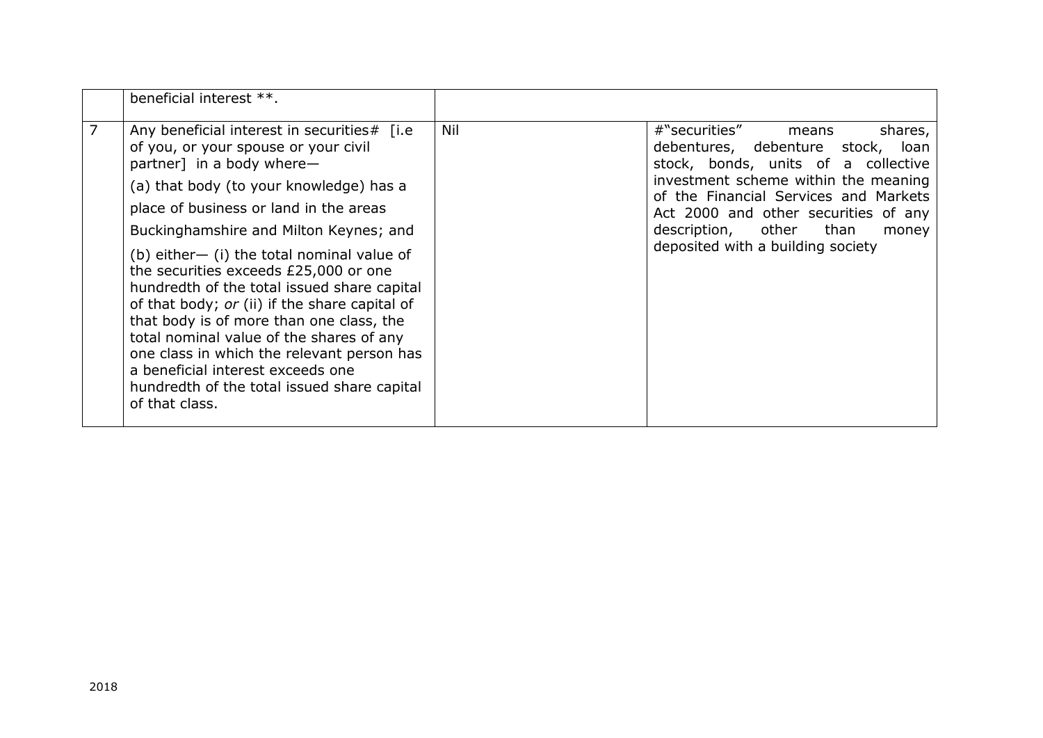| | | | |
|---|---|---|---|
| | beneficial interest **. | | |
| 7 | Any beneficial interest in securities# [i.e of you, or your spouse or your civil partner] in a body where—<br><br>(a) that body (to your knowledge) has a place of business or land in the areas Buckinghamshire and Milton Keynes; and<br><br>(b) either— (i) the total nominal value of the securities exceeds £25,000 or one hundredth of the total issued share capital of that body; *or* (ii) if the share capital of that body is of more than one class, the total nominal value of the shares of any one class in which the relevant person has a beneficial interest exceeds one hundredth of the total issued share capital of that class. | Nil | #"securities" means shares, debentures, debenture stock, loan stock, bonds, units of a collective investment scheme within the meaning of the Financial Services and Markets Act 2000 and other securities of any description, other than money deposited with a building society |

2018